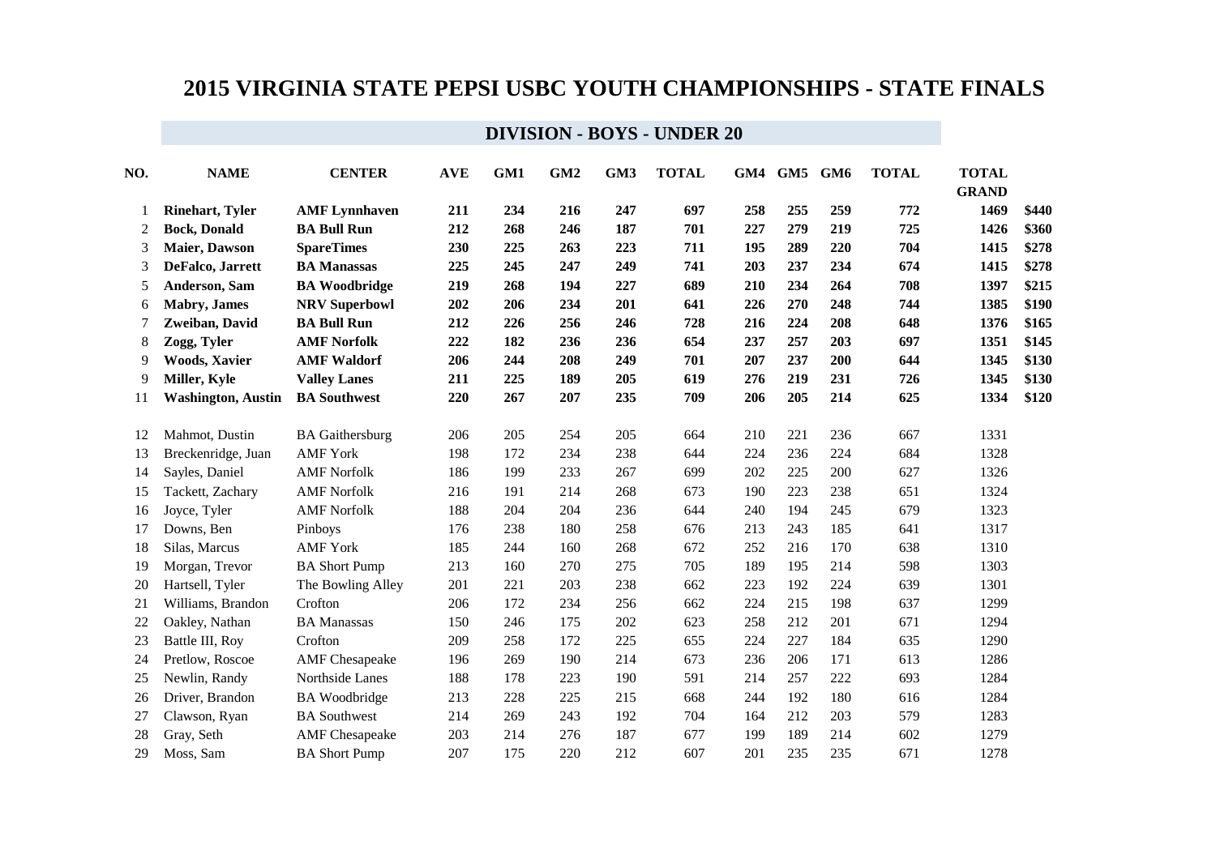# 2015 VIRGINIA STATE PEPSI USBC YOUTH CHAMPIONSHIPS - STATE FINALS

## DIVISION - BOYS - UNDER 20

| NO. | NAME | CENTER | AVE | GM1 | GM2 | GM3 | TOTAL | GM4 | GM5 | GM6 | TOTAL | TOTAL GRAND | |
|---|---|---|---|---|---|---|---|---|---|---|---|---|---|
| 1 | **Rinehart, Tyler** | **AMF Lynnhaven** | **211** | **234** | **216** | **247** | **697** | **258** | **255** | **259** | **772** | **1469** | **$440** |
| 2 | **Bock, Donald** | **BA Bull Run** | **212** | **268** | **246** | **187** | **701** | **227** | **279** | **219** | **725** | **1426** | **$360** |
| 3 | **Maier, Dawson** | **SpareTimes** | **230** | **225** | **263** | **223** | **711** | **195** | **289** | **220** | **704** | **1415** | **$278** |
| 3 | **DeFalco, Jarrett** | **BA Manassas** | **225** | **245** | **247** | **249** | **741** | **203** | **237** | **234** | **674** | **1415** | **$278** |
| 5 | **Anderson, Sam** | **BA Woodbridge** | **219** | **268** | **194** | **227** | **689** | **210** | **234** | **264** | **708** | **1397** | **$215** |
| 6 | **Mabry, James** | **NRV Superbowl** | **202** | **206** | **234** | **201** | **641** | **226** | **270** | **248** | **744** | **1385** | **$190** |
| 7 | **Zweiban, David** | **BA Bull Run** | **212** | **226** | **256** | **246** | **728** | **216** | **224** | **208** | **648** | **1376** | **$165** |
| 8 | **Zogg, Tyler** | **AMF Norfolk** | **222** | **182** | **236** | **236** | **654** | **237** | **257** | **203** | **697** | **1351** | **$145** |
| 9 | **Woods, Xavier** | **AMF Waldorf** | **206** | **244** | **208** | **249** | **701** | **207** | **237** | **200** | **644** | **1345** | **$130** |
| 9 | **Miller, Kyle** | **Valley Lanes** | **211** | **225** | **189** | **205** | **619** | **276** | **219** | **231** | **726** | **1345** | **$130** |
| 11 | **Washington, Austin** | **BA Southwest** | **220** | **267** | **207** | **235** | **709** | **206** | **205** | **214** | **625** | **1334** | **$120** |
| 12 | Mahmot, Dustin | BA Gaithersburg | 206 | 205 | 254 | 205 | 664 | 210 | 221 | 236 | 667 | 1331 | |
| 13 | Breckenridge, Juan | AMF York | 198 | 172 | 234 | 238 | 644 | 224 | 236 | 224 | 684 | 1328 | |
| 14 | Sayles, Daniel | AMF Norfolk | 186 | 199 | 233 | 267 | 699 | 202 | 225 | 200 | 627 | 1326 | |
| 15 | Tackett, Zachary | AMF Norfolk | 216 | 191 | 214 | 268 | 673 | 190 | 223 | 238 | 651 | 1324 | |
| 16 | Joyce, Tyler | AMF Norfolk | 188 | 204 | 204 | 236 | 644 | 240 | 194 | 245 | 679 | 1323 | |
| 17 | Downs, Ben | Pinboys | 176 | 238 | 180 | 258 | 676 | 213 | 243 | 185 | 641 | 1317 | |
| 18 | Silas, Marcus | AMF York | 185 | 244 | 160 | 268 | 672 | 252 | 216 | 170 | 638 | 1310 | |
| 19 | Morgan, Trevor | BA Short Pump | 213 | 160 | 270 | 275 | 705 | 189 | 195 | 214 | 598 | 1303 | |
| 20 | Hartsell, Tyler | The Bowling Alley | 201 | 221 | 203 | 238 | 662 | 223 | 192 | 224 | 639 | 1301 | |
| 21 | Williams, Brandon | Crofton | 206 | 172 | 234 | 256 | 662 | 224 | 215 | 198 | 637 | 1299 | |
| 22 | Oakley, Nathan | BA Manassas | 150 | 246 | 175 | 202 | 623 | 258 | 212 | 201 | 671 | 1294 | |
| 23 | Battle III, Roy | Crofton | 209 | 258 | 172 | 225 | 655 | 224 | 227 | 184 | 635 | 1290 | |
| 24 | Pretlow, Roscoe | AMF Chesapeake | 196 | 269 | 190 | 214 | 673 | 236 | 206 | 171 | 613 | 1286 | |
| 25 | Newlin, Randy | Northside Lanes | 188 | 178 | 223 | 190 | 591 | 214 | 257 | 222 | 693 | 1284 | |
| 26 | Driver, Brandon | BA Woodbridge | 213 | 228 | 225 | 215 | 668 | 244 | 192 | 180 | 616 | 1284 | |
| 27 | Clawson, Ryan | BA Southwest | 214 | 269 | 243 | 192 | 704 | 164 | 212 | 203 | 579 | 1283 | |
| 28 | Gray, Seth | AMF Chesapeake | 203 | 214 | 276 | 187 | 677 | 199 | 189 | 214 | 602 | 1279 | |
| 29 | Moss, Sam | BA Short Pump | 207 | 175 | 220 | 212 | 607 | 201 | 235 | 235 | 671 | 1278 | |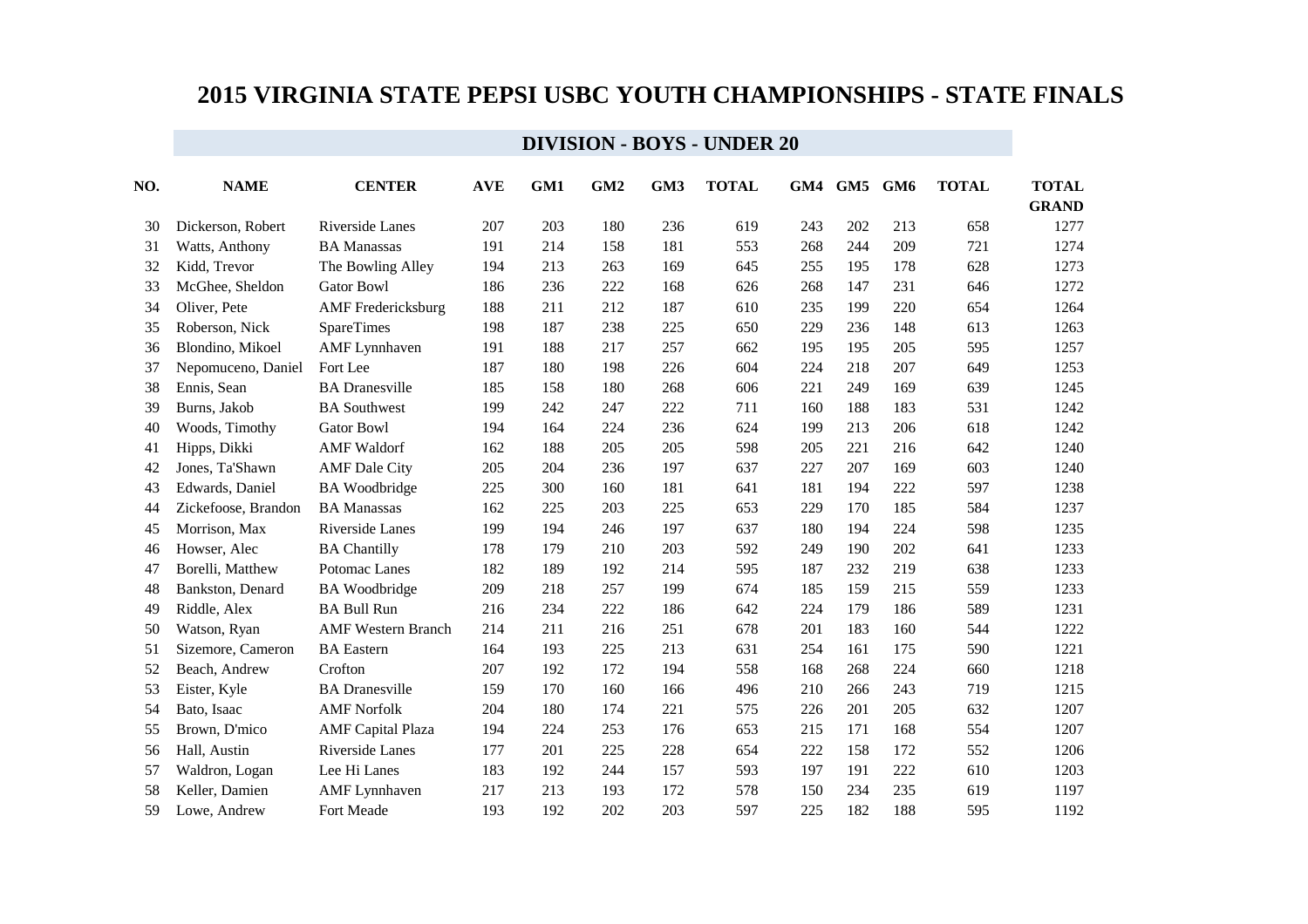# 2015 VIRGINIA STATE PEPSI USBC YOUTH CHAMPIONSHIPS - STATE FINALS

## DIVISION - BOYS - UNDER 20

| NO. | NAME | CENTER | AVE | GM1 | GM2 | GM3 | TOTAL | GM4 | GM5 | GM6 | TOTAL | TOTAL GRAND |
|---|---|---|---|---|---|---|---|---|---|---|---|---|
| 30 | Dickerson, Robert | Riverside Lanes | 207 | 203 | 180 | 236 | 619 | 243 | 202 | 213 | 658 | 1277 |
| 31 | Watts, Anthony | BA Manassas | 191 | 214 | 158 | 181 | 553 | 268 | 244 | 209 | 721 | 1274 |
| 32 | Kidd, Trevor | The Bowling Alley | 194 | 213 | 263 | 169 | 645 | 255 | 195 | 178 | 628 | 1273 |
| 33 | McGhee, Sheldon | Gator Bowl | 186 | 236 | 222 | 168 | 626 | 268 | 147 | 231 | 646 | 1272 |
| 34 | Oliver, Pete | AMF Fredericksburg | 188 | 211 | 212 | 187 | 610 | 235 | 199 | 220 | 654 | 1264 |
| 35 | Roberson, Nick | SpareTimes | 198 | 187 | 238 | 225 | 650 | 229 | 236 | 148 | 613 | 1263 |
| 36 | Blondino, Mikoel | AMF Lynnhaven | 191 | 188 | 217 | 257 | 662 | 195 | 195 | 205 | 595 | 1257 |
| 37 | Nepomuceno, Daniel | Fort Lee | 187 | 180 | 198 | 226 | 604 | 224 | 218 | 207 | 649 | 1253 |
| 38 | Ennis, Sean | BA Dranesville | 185 | 158 | 180 | 268 | 606 | 221 | 249 | 169 | 639 | 1245 |
| 39 | Burns, Jakob | BA Southwest | 199 | 242 | 247 | 222 | 711 | 160 | 188 | 183 | 531 | 1242 |
| 40 | Woods, Timothy | Gator Bowl | 194 | 164 | 224 | 236 | 624 | 199 | 213 | 206 | 618 | 1242 |
| 41 | Hipps, Dikki | AMF Waldorf | 162 | 188 | 205 | 205 | 598 | 205 | 221 | 216 | 642 | 1240 |
| 42 | Jones, Ta'Shawn | AMF Dale City | 205 | 204 | 236 | 197 | 637 | 227 | 207 | 169 | 603 | 1240 |
| 43 | Edwards, Daniel | BA Woodbridge | 225 | 300 | 160 | 181 | 641 | 181 | 194 | 222 | 597 | 1238 |
| 44 | Zickefoose, Brandon | BA Manassas | 162 | 225 | 203 | 225 | 653 | 229 | 170 | 185 | 584 | 1237 |
| 45 | Morrison, Max | Riverside Lanes | 199 | 194 | 246 | 197 | 637 | 180 | 194 | 224 | 598 | 1235 |
| 46 | Howser, Alec | BA Chantilly | 178 | 179 | 210 | 203 | 592 | 249 | 190 | 202 | 641 | 1233 |
| 47 | Borelli, Matthew | Potomac Lanes | 182 | 189 | 192 | 214 | 595 | 187 | 232 | 219 | 638 | 1233 |
| 48 | Bankston, Denard | BA Woodbridge | 209 | 218 | 257 | 199 | 674 | 185 | 159 | 215 | 559 | 1233 |
| 49 | Riddle, Alex | BA Bull Run | 216 | 234 | 222 | 186 | 642 | 224 | 179 | 186 | 589 | 1231 |
| 50 | Watson, Ryan | AMF Western Branch | 214 | 211 | 216 | 251 | 678 | 201 | 183 | 160 | 544 | 1222 |
| 51 | Sizemore, Cameron | BA Eastern | 164 | 193 | 225 | 213 | 631 | 254 | 161 | 175 | 590 | 1221 |
| 52 | Beach, Andrew | Crofton | 207 | 192 | 172 | 194 | 558 | 168 | 268 | 224 | 660 | 1218 |
| 53 | Eister, Kyle | BA Dranesville | 159 | 170 | 160 | 166 | 496 | 210 | 266 | 243 | 719 | 1215 |
| 54 | Bato, Isaac | AMF Norfolk | 204 | 180 | 174 | 221 | 575 | 226 | 201 | 205 | 632 | 1207 |
| 55 | Brown, D'mico | AMF Capital Plaza | 194 | 224 | 253 | 176 | 653 | 215 | 171 | 168 | 554 | 1207 |
| 56 | Hall, Austin | Riverside Lanes | 177 | 201 | 225 | 228 | 654 | 222 | 158 | 172 | 552 | 1206 |
| 57 | Waldron, Logan | Lee Hi Lanes | 183 | 192 | 244 | 157 | 593 | 197 | 191 | 222 | 610 | 1203 |
| 58 | Keller, Damien | AMF Lynnhaven | 217 | 213 | 193 | 172 | 578 | 150 | 234 | 235 | 619 | 1197 |
| 59 | Lowe, Andrew | Fort Meade | 193 | 192 | 202 | 203 | 597 | 225 | 182 | 188 | 595 | 1192 |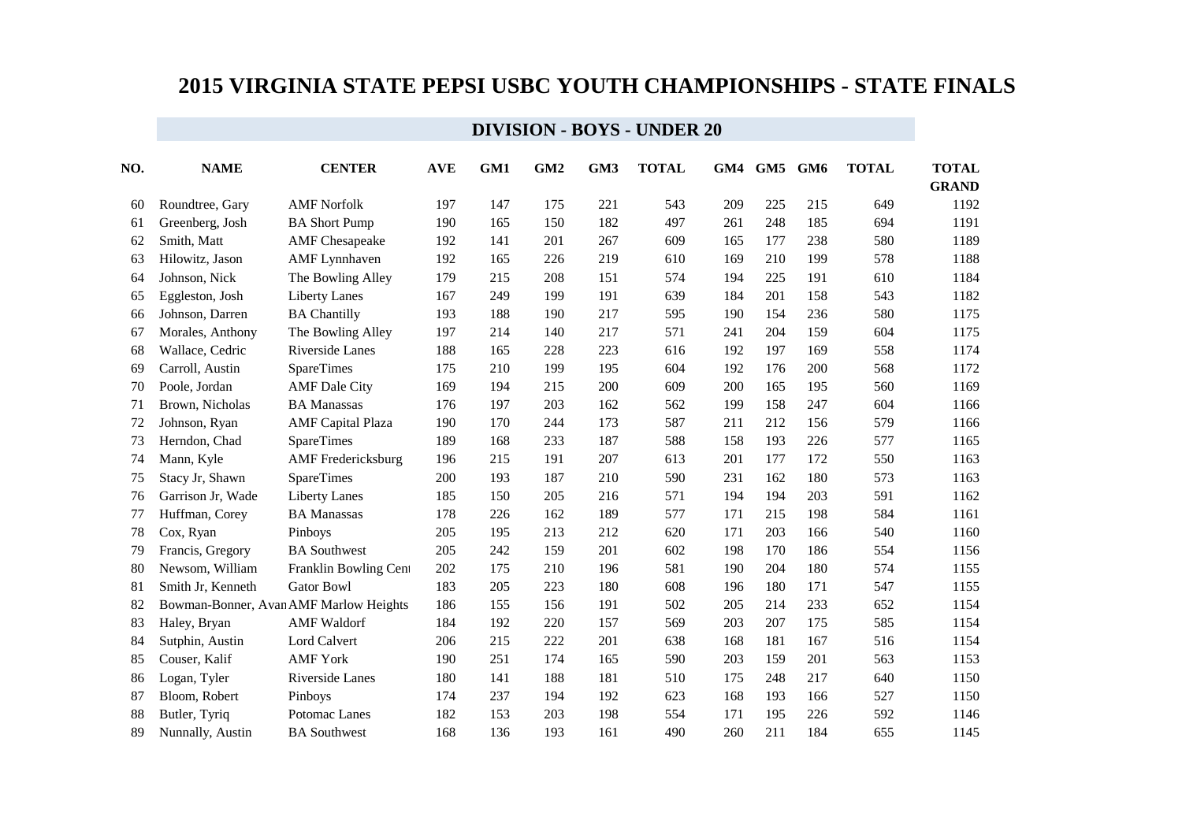# 2015 VIRGINIA STATE PEPSI USBC YOUTH CHAMPIONSHIPS - STATE FINALS

## DIVISION - BOYS - UNDER 20

| NO. | NAME | CENTER | AVE | GM1 | GM2 | GM3 | TOTAL | GM4 | GM5 | GM6 | TOTAL | TOTAL GRAND |
|---|---|---|---|---|---|---|---|---|---|---|---|---|
| 60 | Roundtree, Gary | AMF Norfolk | 197 | 147 | 175 | 221 | 543 | 209 | 225 | 215 | 649 | 1192 |
| 61 | Greenberg, Josh | BA Short Pump | 190 | 165 | 150 | 182 | 497 | 261 | 248 | 185 | 694 | 1191 |
| 62 | Smith, Matt | AMF Chesapeake | 192 | 141 | 201 | 267 | 609 | 165 | 177 | 238 | 580 | 1189 |
| 63 | Hilowitz, Jason | AMF Lynnhaven | 192 | 165 | 226 | 219 | 610 | 169 | 210 | 199 | 578 | 1188 |
| 64 | Johnson, Nick | The Bowling Alley | 179 | 215 | 208 | 151 | 574 | 194 | 225 | 191 | 610 | 1184 |
| 65 | Eggleston, Josh | Liberty Lanes | 167 | 249 | 199 | 191 | 639 | 184 | 201 | 158 | 543 | 1182 |
| 66 | Johnson, Darren | BA Chantilly | 193 | 188 | 190 | 217 | 595 | 190 | 154 | 236 | 580 | 1175 |
| 67 | Morales, Anthony | The Bowling Alley | 197 | 214 | 140 | 217 | 571 | 241 | 204 | 159 | 604 | 1175 |
| 68 | Wallace, Cedric | Riverside Lanes | 188 | 165 | 228 | 223 | 616 | 192 | 197 | 169 | 558 | 1174 |
| 69 | Carroll, Austin | SpareTimes | 175 | 210 | 199 | 195 | 604 | 192 | 176 | 200 | 568 | 1172 |
| 70 | Poole, Jordan | AMF Dale City | 169 | 194 | 215 | 200 | 609 | 200 | 165 | 195 | 560 | 1169 |
| 71 | Brown, Nicholas | BA Manassas | 176 | 197 | 203 | 162 | 562 | 199 | 158 | 247 | 604 | 1166 |
| 72 | Johnson, Ryan | AMF Capital Plaza | 190 | 170 | 244 | 173 | 587 | 211 | 212 | 156 | 579 | 1166 |
| 73 | Herndon, Chad | SpareTimes | 189 | 168 | 233 | 187 | 588 | 158 | 193 | 226 | 577 | 1165 |
| 74 | Mann, Kyle | AMF Fredericksburg | 196 | 215 | 191 | 207 | 613 | 201 | 177 | 172 | 550 | 1163 |
| 75 | Stacy Jr, Shawn | SpareTimes | 200 | 193 | 187 | 210 | 590 | 231 | 162 | 180 | 573 | 1163 |
| 76 | Garrison Jr, Wade | Liberty Lanes | 185 | 150 | 205 | 216 | 571 | 194 | 194 | 203 | 591 | 1162 |
| 77 | Huffman, Corey | BA Manassas | 178 | 226 | 162 | 189 | 577 | 171 | 215 | 198 | 584 | 1161 |
| 78 | Cox, Ryan | Pinboys | 205 | 195 | 213 | 212 | 620 | 171 | 203 | 166 | 540 | 1160 |
| 79 | Francis, Gregory | BA Southwest | 205 | 242 | 159 | 201 | 602 | 198 | 170 | 186 | 554 | 1156 |
| 80 | Newsom, William | Franklin Bowling Cent | 202 | 175 | 210 | 196 | 581 | 190 | 204 | 180 | 574 | 1155 |
| 81 | Smith Jr, Kenneth | Gator Bowl | 183 | 205 | 223 | 180 | 608 | 196 | 180 | 171 | 547 | 1155 |
| 82 | Bowman-Bonner, Avan | AMF Marlow Heights | 186 | 155 | 156 | 191 | 502 | 205 | 214 | 233 | 652 | 1154 |
| 83 | Haley, Bryan | AMF Waldorf | 184 | 192 | 220 | 157 | 569 | 203 | 207 | 175 | 585 | 1154 |
| 84 | Sutphin, Austin | Lord Calvert | 206 | 215 | 222 | 201 | 638 | 168 | 181 | 167 | 516 | 1154 |
| 85 | Couser, Kalif | AMF York | 190 | 251 | 174 | 165 | 590 | 203 | 159 | 201 | 563 | 1153 |
| 86 | Logan, Tyler | Riverside Lanes | 180 | 141 | 188 | 181 | 510 | 175 | 248 | 217 | 640 | 1150 |
| 87 | Bloom, Robert | Pinboys | 174 | 237 | 194 | 192 | 623 | 168 | 193 | 166 | 527 | 1150 |
| 88 | Butler, Tyriq | Potomac Lanes | 182 | 153 | 203 | 198 | 554 | 171 | 195 | 226 | 592 | 1146 |
| 89 | Nunnally, Austin | BA Southwest | 168 | 136 | 193 | 161 | 490 | 260 | 211 | 184 | 655 | 1145 |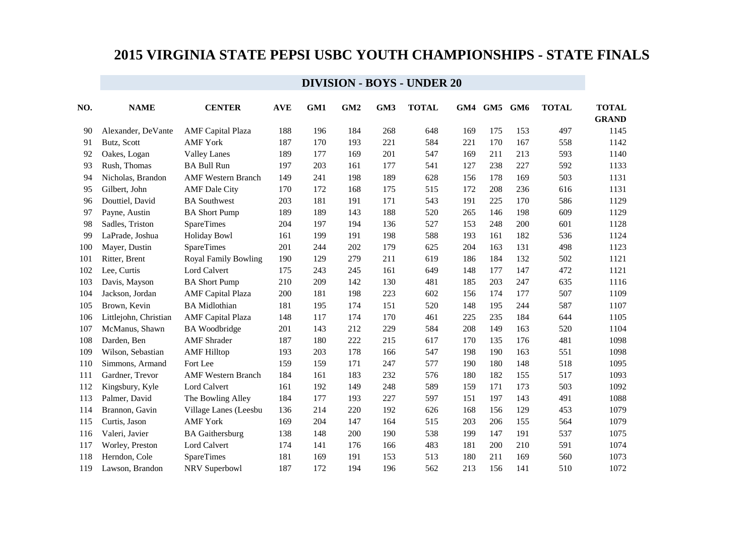# 2015 VIRGINIA STATE PEPSI USBC YOUTH CHAMPIONSHIPS - STATE FINALS

## DIVISION - BOYS - UNDER 20

| NO. | NAME | CENTER | AVE | GM1 | GM2 | GM3 | TOTAL | GM4 | GM5 | GM6 | TOTAL | TOTAL GRAND |
|---|---|---|---|---|---|---|---|---|---|---|---|---|
| 90 | Alexander, DeVante | AMF Capital Plaza | 188 | 196 | 184 | 268 | 648 | 169 | 175 | 153 | 497 | 1145 |
| 91 | Butz, Scott | AMF York | 187 | 170 | 193 | 221 | 584 | 221 | 170 | 167 | 558 | 1142 |
| 92 | Oakes, Logan | Valley Lanes | 189 | 177 | 169 | 201 | 547 | 169 | 211 | 213 | 593 | 1140 |
| 93 | Rush, Thomas | BA Bull Run | 197 | 203 | 161 | 177 | 541 | 127 | 238 | 227 | 592 | 1133 |
| 94 | Nicholas, Brandon | AMF Western Branch | 149 | 241 | 198 | 189 | 628 | 156 | 178 | 169 | 503 | 1131 |
| 95 | Gilbert, John | AMF Dale City | 170 | 172 | 168 | 175 | 515 | 172 | 208 | 236 | 616 | 1131 |
| 96 | Douttiel, David | BA Southwest | 203 | 181 | 191 | 171 | 543 | 191 | 225 | 170 | 586 | 1129 |
| 97 | Payne, Austin | BA Short Pump | 189 | 189 | 143 | 188 | 520 | 265 | 146 | 198 | 609 | 1129 |
| 98 | Sadles, Triston | SpareTimes | 204 | 197 | 194 | 136 | 527 | 153 | 248 | 200 | 601 | 1128 |
| 99 | LaPrade, Joshua | Holiday Bowl | 161 | 199 | 191 | 198 | 588 | 193 | 161 | 182 | 536 | 1124 |
| 100 | Mayer, Dustin | SpareTimes | 201 | 244 | 202 | 179 | 625 | 204 | 163 | 131 | 498 | 1123 |
| 101 | Ritter, Brent | Royal Family Bowling | 190 | 129 | 279 | 211 | 619 | 186 | 184 | 132 | 502 | 1121 |
| 102 | Lee, Curtis | Lord Calvert | 175 | 243 | 245 | 161 | 649 | 148 | 177 | 147 | 472 | 1121 |
| 103 | Davis, Mayson | BA Short Pump | 210 | 209 | 142 | 130 | 481 | 185 | 203 | 247 | 635 | 1116 |
| 104 | Jackson, Jordan | AMF Capital Plaza | 200 | 181 | 198 | 223 | 602 | 156 | 174 | 177 | 507 | 1109 |
| 105 | Brown, Kevin | BA Midlothian | 181 | 195 | 174 | 151 | 520 | 148 | 195 | 244 | 587 | 1107 |
| 106 | Littlejohn, Christian | AMF Capital Plaza | 148 | 117 | 174 | 170 | 461 | 225 | 235 | 184 | 644 | 1105 |
| 107 | McManus, Shawn | BA Woodbridge | 201 | 143 | 212 | 229 | 584 | 208 | 149 | 163 | 520 | 1104 |
| 108 | Darden, Ben | AMF Shrader | 187 | 180 | 222 | 215 | 617 | 170 | 135 | 176 | 481 | 1098 |
| 109 | Wilson, Sebastian | AMF Hilltop | 193 | 203 | 178 | 166 | 547 | 198 | 190 | 163 | 551 | 1098 |
| 110 | Simmons, Armand | Fort Lee | 159 | 159 | 171 | 247 | 577 | 190 | 180 | 148 | 518 | 1095 |
| 111 | Gardner, Trevor | AMF Western Branch | 184 | 161 | 183 | 232 | 576 | 180 | 182 | 155 | 517 | 1093 |
| 112 | Kingsbury, Kyle | Lord Calvert | 161 | 192 | 149 | 248 | 589 | 159 | 171 | 173 | 503 | 1092 |
| 113 | Palmer, David | The Bowling Alley | 184 | 177 | 193 | 227 | 597 | 151 | 197 | 143 | 491 | 1088 |
| 114 | Brannon, Gavin | Village Lanes (Leesbu | 136 | 214 | 220 | 192 | 626 | 168 | 156 | 129 | 453 | 1079 |
| 115 | Curtis, Jason | AMF York | 169 | 204 | 147 | 164 | 515 | 203 | 206 | 155 | 564 | 1079 |
| 116 | Valeri, Javier | BA Gaithersburg | 138 | 148 | 200 | 190 | 538 | 199 | 147 | 191 | 537 | 1075 |
| 117 | Worley, Preston | Lord Calvert | 174 | 141 | 176 | 166 | 483 | 181 | 200 | 210 | 591 | 1074 |
| 118 | Herndon, Cole | SpareTimes | 181 | 169 | 191 | 153 | 513 | 180 | 211 | 169 | 560 | 1073 |
| 119 | Lawson, Brandon | NRV Superbowl | 187 | 172 | 194 | 196 | 562 | 213 | 156 | 141 | 510 | 1072 |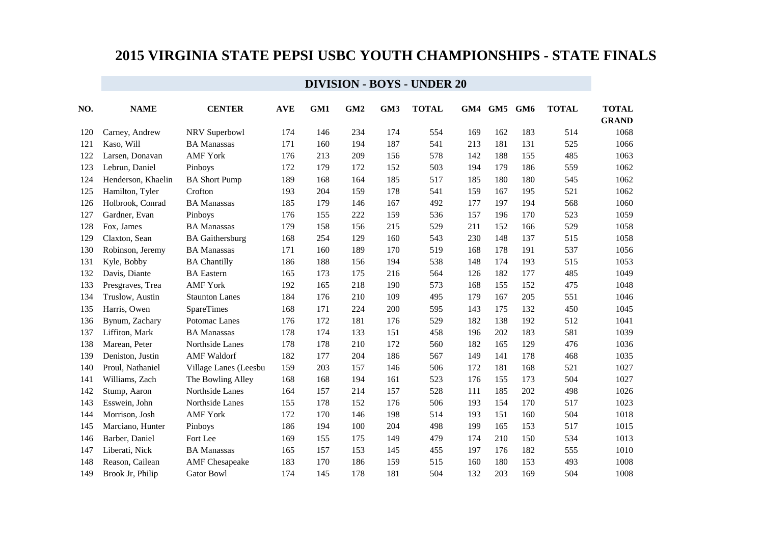# 2015 VIRGINIA STATE PEPSI USBC YOUTH CHAMPIONSHIPS - STATE FINALS

## DIVISION - BOYS - UNDER 20

| NO. | NAME | CENTER | AVE | GM1 | GM2 | GM3 | TOTAL | GM4 | GM5 | GM6 | TOTAL | TOTAL GRAND |
|---|---|---|---|---|---|---|---|---|---|---|---|---|
| 120 | Carney, Andrew | NRV Superbowl | 174 | 146 | 234 | 174 | 554 | 169 | 162 | 183 | 514 | 1068 |
| 121 | Kaso, Will | BA Manassas | 171 | 160 | 194 | 187 | 541 | 213 | 181 | 131 | 525 | 1066 |
| 122 | Larsen, Donavan | AMF York | 176 | 213 | 209 | 156 | 578 | 142 | 188 | 155 | 485 | 1063 |
| 123 | Lebrun, Daniel | Pinboys | 172 | 179 | 172 | 152 | 503 | 194 | 179 | 186 | 559 | 1062 |
| 124 | Henderson, Khaelin | BA Short Pump | 189 | 168 | 164 | 185 | 517 | 185 | 180 | 180 | 545 | 1062 |
| 125 | Hamilton, Tyler | Crofton | 193 | 204 | 159 | 178 | 541 | 159 | 167 | 195 | 521 | 1062 |
| 126 | Holbrook, Conrad | BA Manassas | 185 | 179 | 146 | 167 | 492 | 177 | 197 | 194 | 568 | 1060 |
| 127 | Gardner, Evan | Pinboys | 176 | 155 | 222 | 159 | 536 | 157 | 196 | 170 | 523 | 1059 |
| 128 | Fox, James | BA Manassas | 179 | 158 | 156 | 215 | 529 | 211 | 152 | 166 | 529 | 1058 |
| 129 | Claxton, Sean | BA Gaithersburg | 168 | 254 | 129 | 160 | 543 | 230 | 148 | 137 | 515 | 1058 |
| 130 | Robinson, Jeremy | BA Manassas | 171 | 160 | 189 | 170 | 519 | 168 | 178 | 191 | 537 | 1056 |
| 131 | Kyle, Bobby | BA Chantilly | 186 | 188 | 156 | 194 | 538 | 148 | 174 | 193 | 515 | 1053 |
| 132 | Davis, Diante | BA Eastern | 165 | 173 | 175 | 216 | 564 | 126 | 182 | 177 | 485 | 1049 |
| 133 | Presgraves, Trea | AMF York | 192 | 165 | 218 | 190 | 573 | 168 | 155 | 152 | 475 | 1048 |
| 134 | Truslow, Austin | Staunton Lanes | 184 | 176 | 210 | 109 | 495 | 179 | 167 | 205 | 551 | 1046 |
| 135 | Harris, Owen | SpareTimes | 168 | 171 | 224 | 200 | 595 | 143 | 175 | 132 | 450 | 1045 |
| 136 | Bynum, Zachary | Potomac Lanes | 176 | 172 | 181 | 176 | 529 | 182 | 138 | 192 | 512 | 1041 |
| 137 | Liffiton, Mark | BA Manassas | 178 | 174 | 133 | 151 | 458 | 196 | 202 | 183 | 581 | 1039 |
| 138 | Marean, Peter | Northside Lanes | 178 | 178 | 210 | 172 | 560 | 182 | 165 | 129 | 476 | 1036 |
| 139 | Deniston, Justin | AMF Waldorf | 182 | 177 | 204 | 186 | 567 | 149 | 141 | 178 | 468 | 1035 |
| 140 | Proul, Nathaniel | Village Lanes (Leesbu | 159 | 203 | 157 | 146 | 506 | 172 | 181 | 168 | 521 | 1027 |
| 141 | Williams, Zach | The Bowling Alley | 168 | 168 | 194 | 161 | 523 | 176 | 155 | 173 | 504 | 1027 |
| 142 | Stump, Aaron | Northside Lanes | 164 | 157 | 214 | 157 | 528 | 111 | 185 | 202 | 498 | 1026 |
| 143 | Esswein, John | Northside Lanes | 155 | 178 | 152 | 176 | 506 | 193 | 154 | 170 | 517 | 1023 |
| 144 | Morrison, Josh | AMF York | 172 | 170 | 146 | 198 | 514 | 193 | 151 | 160 | 504 | 1018 |
| 145 | Marciano, Hunter | Pinboys | 186 | 194 | 100 | 204 | 498 | 199 | 165 | 153 | 517 | 1015 |
| 146 | Barber, Daniel | Fort Lee | 169 | 155 | 175 | 149 | 479 | 174 | 210 | 150 | 534 | 1013 |
| 147 | Liberati, Nick | BA Manassas | 165 | 157 | 153 | 145 | 455 | 197 | 176 | 182 | 555 | 1010 |
| 148 | Reason, Cailean | AMF Chesapeake | 183 | 170 | 186 | 159 | 515 | 160 | 180 | 153 | 493 | 1008 |
| 149 | Brook Jr, Philip | Gator Bowl | 174 | 145 | 178 | 181 | 504 | 132 | 203 | 169 | 504 | 1008 |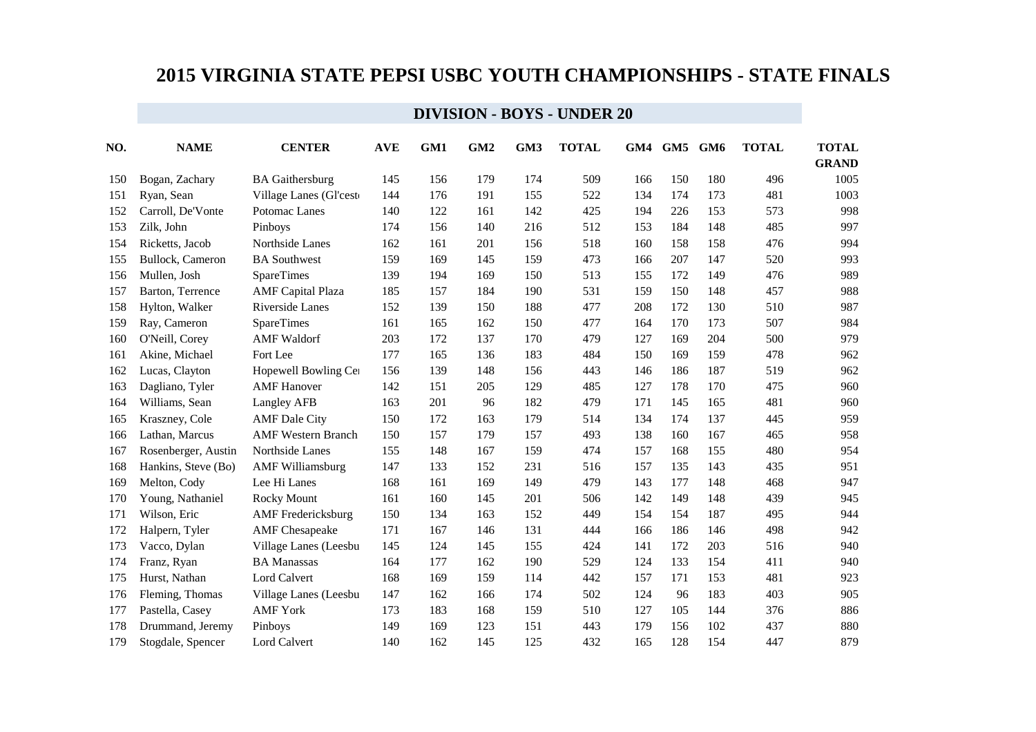# 2015 VIRGINIA STATE PEPSI USBC YOUTH CHAMPIONSHIPS - STATE FINALS

## DIVISION - BOYS - UNDER 20

| NO. | NAME | CENTER | AVE | GM1 | GM2 | GM3 | TOTAL | GM4 | GM5 | GM6 | TOTAL | TOTAL GRAND |
|---|---|---|---|---|---|---|---|---|---|---|---|---|
| 150 | Bogan, Zachary | BA Gaithersburg | 145 | 156 | 179 | 174 | 509 | 166 | 150 | 180 | 496 | 1005 |
| 151 | Ryan, Sean | Village Lanes (Gl'cest | 144 | 176 | 191 | 155 | 522 | 134 | 174 | 173 | 481 | 1003 |
| 152 | Carroll, De'Vonte | Potomac Lanes | 140 | 122 | 161 | 142 | 425 | 194 | 226 | 153 | 573 | 998 |
| 153 | Zilk, John | Pinboys | 174 | 156 | 140 | 216 | 512 | 153 | 184 | 148 | 485 | 997 |
| 154 | Ricketts, Jacob | Northside Lanes | 162 | 161 | 201 | 156 | 518 | 160 | 158 | 158 | 476 | 994 |
| 155 | Bullock, Cameron | BA Southwest | 159 | 169 | 145 | 159 | 473 | 166 | 207 | 147 | 520 | 993 |
| 156 | Mullen, Josh | SpareTimes | 139 | 194 | 169 | 150 | 513 | 155 | 172 | 149 | 476 | 989 |
| 157 | Barton, Terrence | AMF Capital Plaza | 185 | 157 | 184 | 190 | 531 | 159 | 150 | 148 | 457 | 988 |
| 158 | Hylton, Walker | Riverside Lanes | 152 | 139 | 150 | 188 | 477 | 208 | 172 | 130 | 510 | 987 |
| 159 | Ray, Cameron | SpareTimes | 161 | 165 | 162 | 150 | 477 | 164 | 170 | 173 | 507 | 984 |
| 160 | O'Neill, Corey | AMF Waldorf | 203 | 172 | 137 | 170 | 479 | 127 | 169 | 204 | 500 | 979 |
| 161 | Akine, Michael | Fort Lee | 177 | 165 | 136 | 183 | 484 | 150 | 169 | 159 | 478 | 962 |
| 162 | Lucas, Clayton | Hopewell Bowling Ce | 156 | 139 | 148 | 156 | 443 | 146 | 186 | 187 | 519 | 962 |
| 163 | Dagliano, Tyler | AMF Hanover | 142 | 151 | 205 | 129 | 485 | 127 | 178 | 170 | 475 | 960 |
| 164 | Williams, Sean | Langley AFB | 163 | 201 | 96 | 182 | 479 | 171 | 145 | 165 | 481 | 960 |
| 165 | Kraszney, Cole | AMF Dale City | 150 | 172 | 163 | 179 | 514 | 134 | 174 | 137 | 445 | 959 |
| 166 | Lathan, Marcus | AMF Western Branch | 150 | 157 | 179 | 157 | 493 | 138 | 160 | 167 | 465 | 958 |
| 167 | Rosenberger, Austin | Northside Lanes | 155 | 148 | 167 | 159 | 474 | 157 | 168 | 155 | 480 | 954 |
| 168 | Hankins, Steve (Bo) | AMF Williamsburg | 147 | 133 | 152 | 231 | 516 | 157 | 135 | 143 | 435 | 951 |
| 169 | Melton, Cody | Lee Hi Lanes | 168 | 161 | 169 | 149 | 479 | 143 | 177 | 148 | 468 | 947 |
| 170 | Young, Nathaniel | Rocky Mount | 161 | 160 | 145 | 201 | 506 | 142 | 149 | 148 | 439 | 945 |
| 171 | Wilson, Eric | AMF Fredericksburg | 150 | 134 | 163 | 152 | 449 | 154 | 154 | 187 | 495 | 944 |
| 172 | Halpern, Tyler | AMF Chesapeake | 171 | 167 | 146 | 131 | 444 | 166 | 186 | 146 | 498 | 942 |
| 173 | Vacco, Dylan | Village Lanes (Leesbu | 145 | 124 | 145 | 155 | 424 | 141 | 172 | 203 | 516 | 940 |
| 174 | Franz, Ryan | BA Manassas | 164 | 177 | 162 | 190 | 529 | 124 | 133 | 154 | 411 | 940 |
| 175 | Hurst, Nathan | Lord Calvert | 168 | 169 | 159 | 114 | 442 | 157 | 171 | 153 | 481 | 923 |
| 176 | Fleming, Thomas | Village Lanes (Leesbu | 147 | 162 | 166 | 174 | 502 | 124 | 96 | 183 | 403 | 905 |
| 177 | Pastella, Casey | AMF York | 173 | 183 | 168 | 159 | 510 | 127 | 105 | 144 | 376 | 886 |
| 178 | Drummand, Jeremy | Pinboys | 149 | 169 | 123 | 151 | 443 | 179 | 156 | 102 | 437 | 880 |
| 179 | Stogdale, Spencer | Lord Calvert | 140 | 162 | 145 | 125 | 432 | 165 | 128 | 154 | 447 | 879 |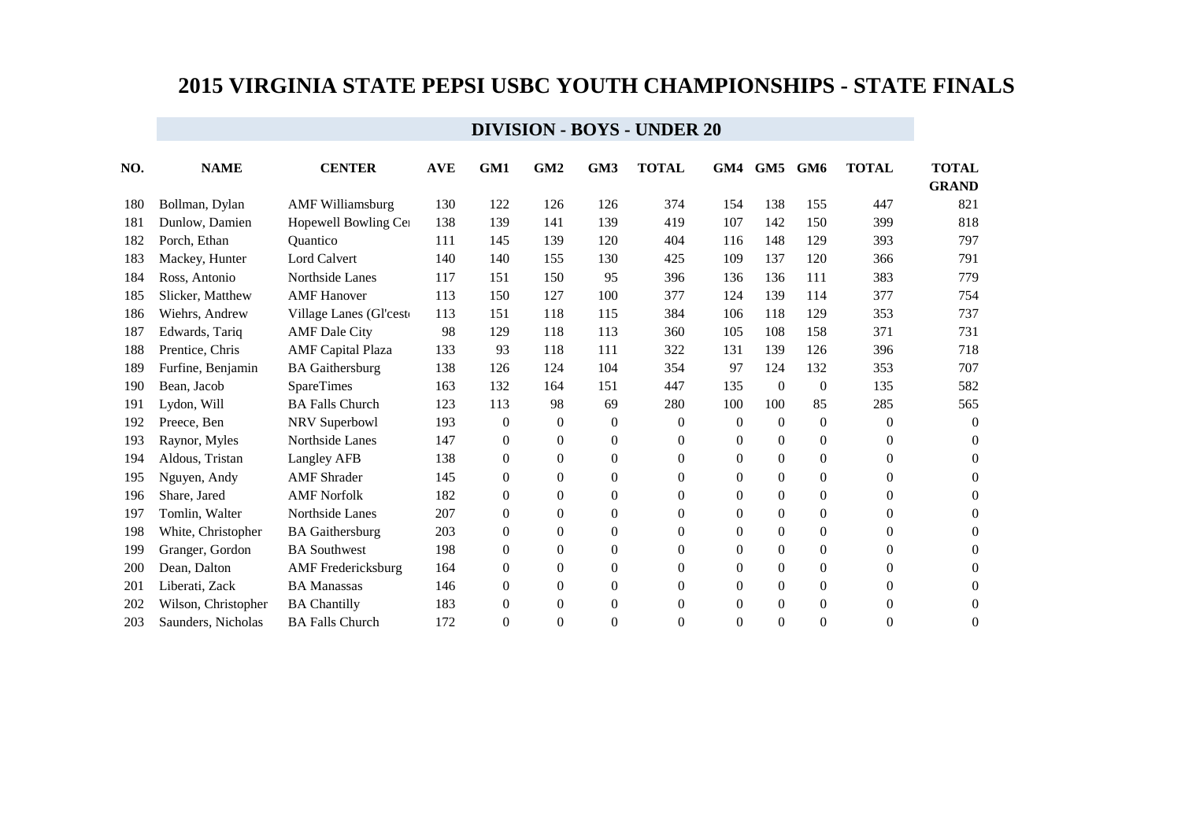# 2015 VIRGINIA STATE PEPSI USBC YOUTH CHAMPIONSHIPS - STATE FINALS

## DIVISION - BOYS - UNDER 20

| NO. | NAME | CENTER | AVE | GM1 | GM2 | GM3 | TOTAL | GM4 | GM5 | GM6 | TOTAL | TOTAL GRAND |
|---|---|---|---|---|---|---|---|---|---|---|---|---|
| 180 | Bollman, Dylan | AMF Williamsburg | 130 | 122 | 126 | 126 | 374 | 154 | 138 | 155 | 447 | 821 |
| 181 | Dunlow, Damien | Hopewell Bowling Cer | 138 | 139 | 141 | 139 | 419 | 107 | 142 | 150 | 399 | 818 |
| 182 | Porch, Ethan | Quantico | 111 | 145 | 139 | 120 | 404 | 116 | 148 | 129 | 393 | 797 |
| 183 | Mackey, Hunter | Lord Calvert | 140 | 140 | 155 | 130 | 425 | 109 | 137 | 120 | 366 | 791 |
| 184 | Ross, Antonio | Northside Lanes | 117 | 151 | 150 | 95 | 396 | 136 | 136 | 111 | 383 | 779 |
| 185 | Slicker, Matthew | AMF Hanover | 113 | 150 | 127 | 100 | 377 | 124 | 139 | 114 | 377 | 754 |
| 186 | Wiehrs, Andrew | Village Lanes (Gl'cest | 113 | 151 | 118 | 115 | 384 | 106 | 118 | 129 | 353 | 737 |
| 187 | Edwards, Tariq | AMF Dale City | 98 | 129 | 118 | 113 | 360 | 105 | 108 | 158 | 371 | 731 |
| 188 | Prentice, Chris | AMF Capital Plaza | 133 | 93 | 118 | 111 | 322 | 131 | 139 | 126 | 396 | 718 |
| 189 | Furfine, Benjamin | BA Gaithersburg | 138 | 126 | 124 | 104 | 354 | 97 | 124 | 132 | 353 | 707 |
| 190 | Bean, Jacob | SpareTimes | 163 | 132 | 164 | 151 | 447 | 135 | 0 | 0 | 135 | 582 |
| 191 | Lydon, Will | BA Falls Church | 123 | 113 | 98 | 69 | 280 | 100 | 100 | 85 | 285 | 565 |
| 192 | Preece, Ben | NRV Superbowl | 193 | 0 | 0 | 0 | 0 | 0 | 0 | 0 | 0 | 0 |
| 193 | Raynor, Myles | Northside Lanes | 147 | 0 | 0 | 0 | 0 | 0 | 0 | 0 | 0 | 0 |
| 194 | Aldous, Tristan | Langley AFB | 138 | 0 | 0 | 0 | 0 | 0 | 0 | 0 | 0 | 0 |
| 195 | Nguyen, Andy | AMF Shrader | 145 | 0 | 0 | 0 | 0 | 0 | 0 | 0 | 0 | 0 |
| 196 | Share, Jared | AMF Norfolk | 182 | 0 | 0 | 0 | 0 | 0 | 0 | 0 | 0 | 0 |
| 197 | Tomlin, Walter | Northside Lanes | 207 | 0 | 0 | 0 | 0 | 0 | 0 | 0 | 0 | 0 |
| 198 | White, Christopher | BA Gaithersburg | 203 | 0 | 0 | 0 | 0 | 0 | 0 | 0 | 0 | 0 |
| 199 | Granger, Gordon | BA Southwest | 198 | 0 | 0 | 0 | 0 | 0 | 0 | 0 | 0 | 0 |
| 200 | Dean, Dalton | AMF Fredericksburg | 164 | 0 | 0 | 0 | 0 | 0 | 0 | 0 | 0 | 0 |
| 201 | Liberati, Zack | BA Manassas | 146 | 0 | 0 | 0 | 0 | 0 | 0 | 0 | 0 | 0 |
| 202 | Wilson, Christopher | BA Chantilly | 183 | 0 | 0 | 0 | 0 | 0 | 0 | 0 | 0 | 0 |
| 203 | Saunders, Nicholas | BA Falls Church | 172 | 0 | 0 | 0 | 0 | 0 | 0 | 0 | 0 | 0 |